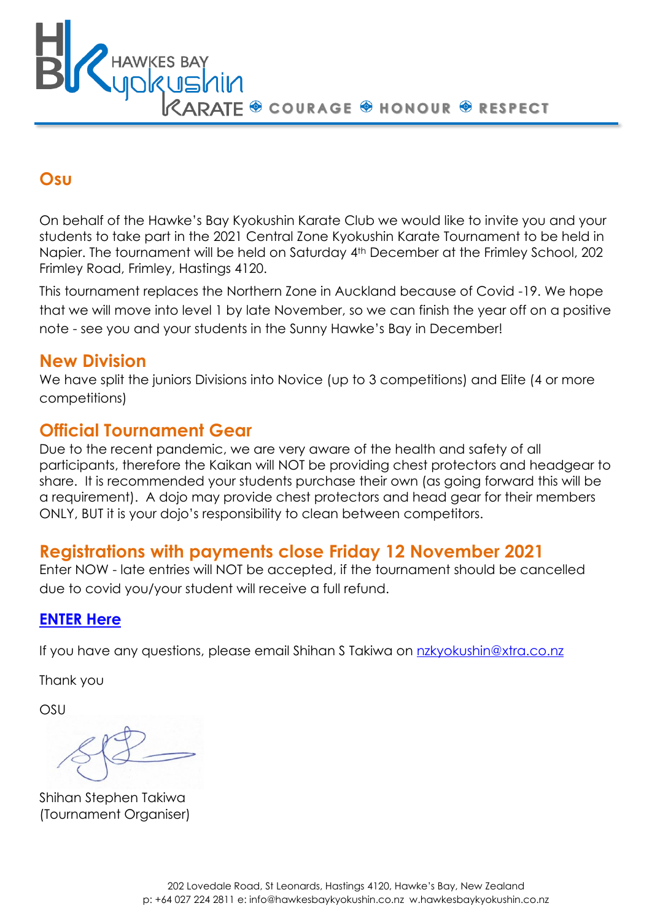HAWKES BAY Kyokushin KARATE ◈ COURAGE ◈ HONOUR ◈ RESPECT

## Osu

On behalf of the Hawke's Bay Kyokushin Karate Club we would like to invite you and your students to take part in the 2021 Central Zone Kyokushin Karate Tournament to be held in Napier. The tournament will be held on Saturday 4th December at the Frimley School, 202 Frimley Road, Frimley, Hastings 4120.

This tournament replaces the Northern Zone in Auckland because of Covid -19. We hope that we will move into level 1 by late November, so we can finish the year off on a positive note - see you and your students in the Sunny Hawke's Bay in December!

## New Division

We have split the juniors Divisions into Novice (up to 3 competitions) and Elite (4 or more competitions)

## Official Tournament Gear

Due to the recent pandemic, we are very aware of the health and safety of all participants, therefore the Kaikan will NOT be providing chest protectors and headgear to share. It is recommended your students purchase their own (as going forward this will be a requirement). A dojo may provide chest protectors and head gear for their members ONLY, BUT it is your dojo's responsibility to clean between competitors.

## Registrations with payments close Friday 12 November 2021

Enter NOW - late entries will NOT be accepted, if the tournament should be cancelled due to covid you/your student will receive a full refund.

**ENTER Here**

If you have any questions, please email Shihan S Takiwa on nzkyokushin@xtra.co.nz

Thank you

OSU

Shihan Stephen Takiwa
(Tournament Organiser)

202 Lovedale Road, St Leonards, Hastings 4120, Hawke's Bay, New Zealand
p: +64 027 224 2811 e: info@hawkesbaykyokushin.co.nz w.hawkesbaykyokushin.co.nz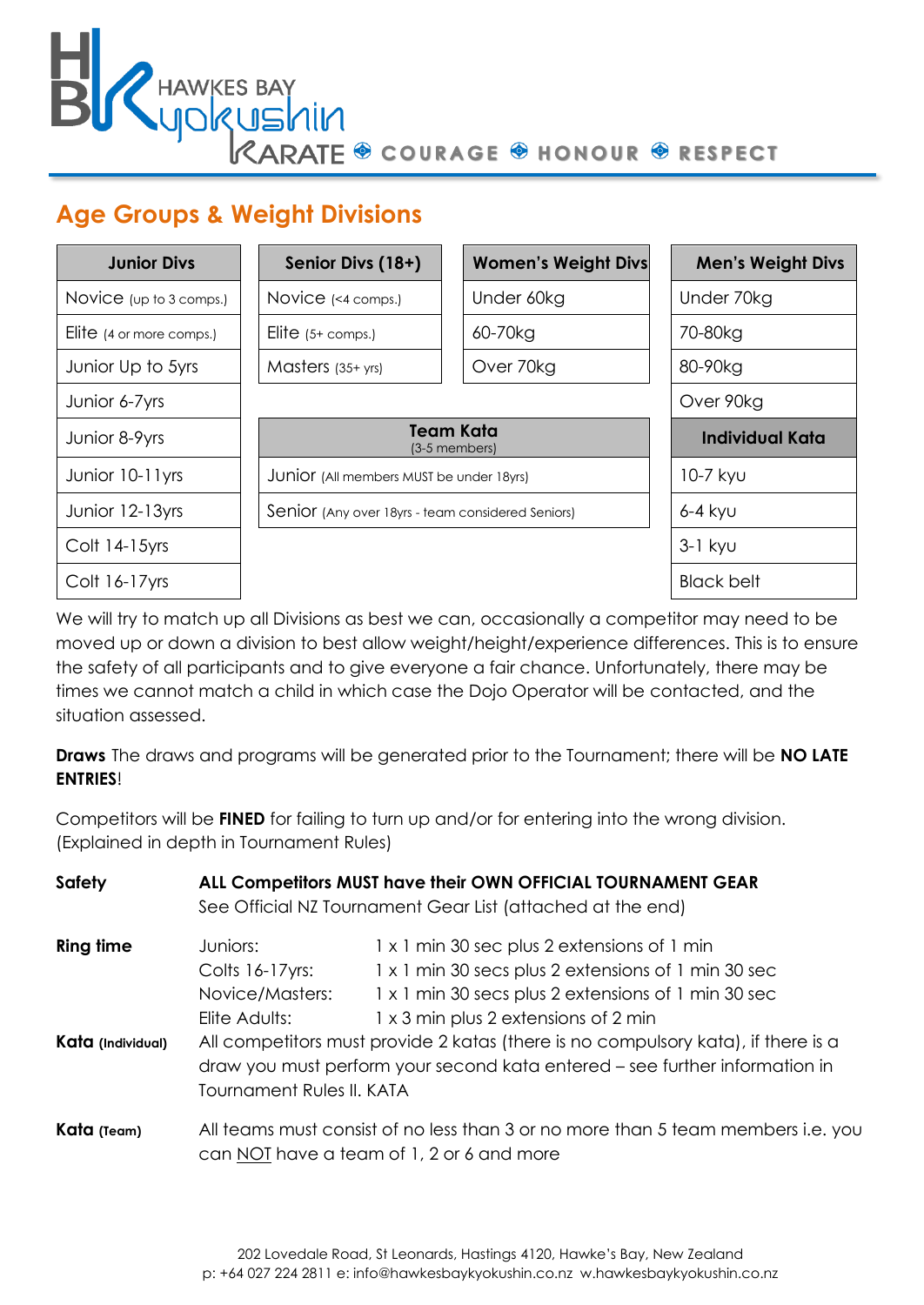## Age Groups & Weight Divisions

| Junior Divs |
|---|
| Novice (up to 3 comps.) |
| Elite (4 or more comps.) |
| Junior Up to 5yrs |
| Junior 6-7yrs |
| Junior 8-9yrs |
| Junior 10-11yrs |
| Junior 12-13yrs |
| Colt 14-15yrs |
| Colt 16-17yrs |

| Senior Divs (18+) |
|---|
| Novice (<4 comps.) |
| Elite (5+ comps.) |
| Masters (35+ yrs) |

| Women's Weight Divs |
|---|
| Under 60kg |
| 60-70kg |
| Over 70kg |

| Men's Weight Divs |
|---|
| Under 70kg |
| 70-80kg |
| 80-90kg |
| Over 90kg |

| Team Kata (3-5 members) |
|---|
| Junior (All members MUST be under 18yrs) |
| Senior (Any over 18yrs - team considered Seniors) |

| Individual Kata |
|---|
| 10-7 kyu |
| 6-4 kyu |
| 3-1 kyu |
| Black belt |

We will try to match up all Divisions as best we can, occasionally a competitor may need to be moved up or down a division to best allow weight/height/experience differences. This is to ensure the safety of all participants and to give everyone a fair chance. Unfortunately, there may be times we cannot match a child in which case the Dojo Operator will be contacted, and the situation assessed.

**Draws** The draws and programs will be generated prior to the Tournament; there will be **NO LATE ENTRIES**!

Competitors will be **FINED** for failing to turn up and/or for entering into the wrong division. (Explained in depth in Tournament Rules)

**Safety** — **ALL Competitors MUST have their OWN OFFICIAL TOURNAMENT GEAR**
See Official NZ Tournament Gear List (attached at the end)

**Ring time**

| | |
|---|---|
| Juniors: | 1 x 1 min 30 sec plus 2 extensions of 1 min |
| Colts 16-17yrs: | 1 x 1 min 30 secs plus 2 extensions of 1 min 30 sec |
| Novice/Masters: | 1 x 1 min 30 secs plus 2 extensions of 1 min 30 sec |
| Elite Adults: | 1 x 3 min plus 2 extensions of 2 min |

**Kata (Individual)** — All competitors must provide 2 katas (there is no compulsory kata), if there is a draw you must perform your second kata entered – see further information in Tournament Rules II. KATA

**Kata (Team)** — All teams must consist of no less than 3 or no more than 5 team members i.e. you can NOT have a team of 1, 2 or 6 and more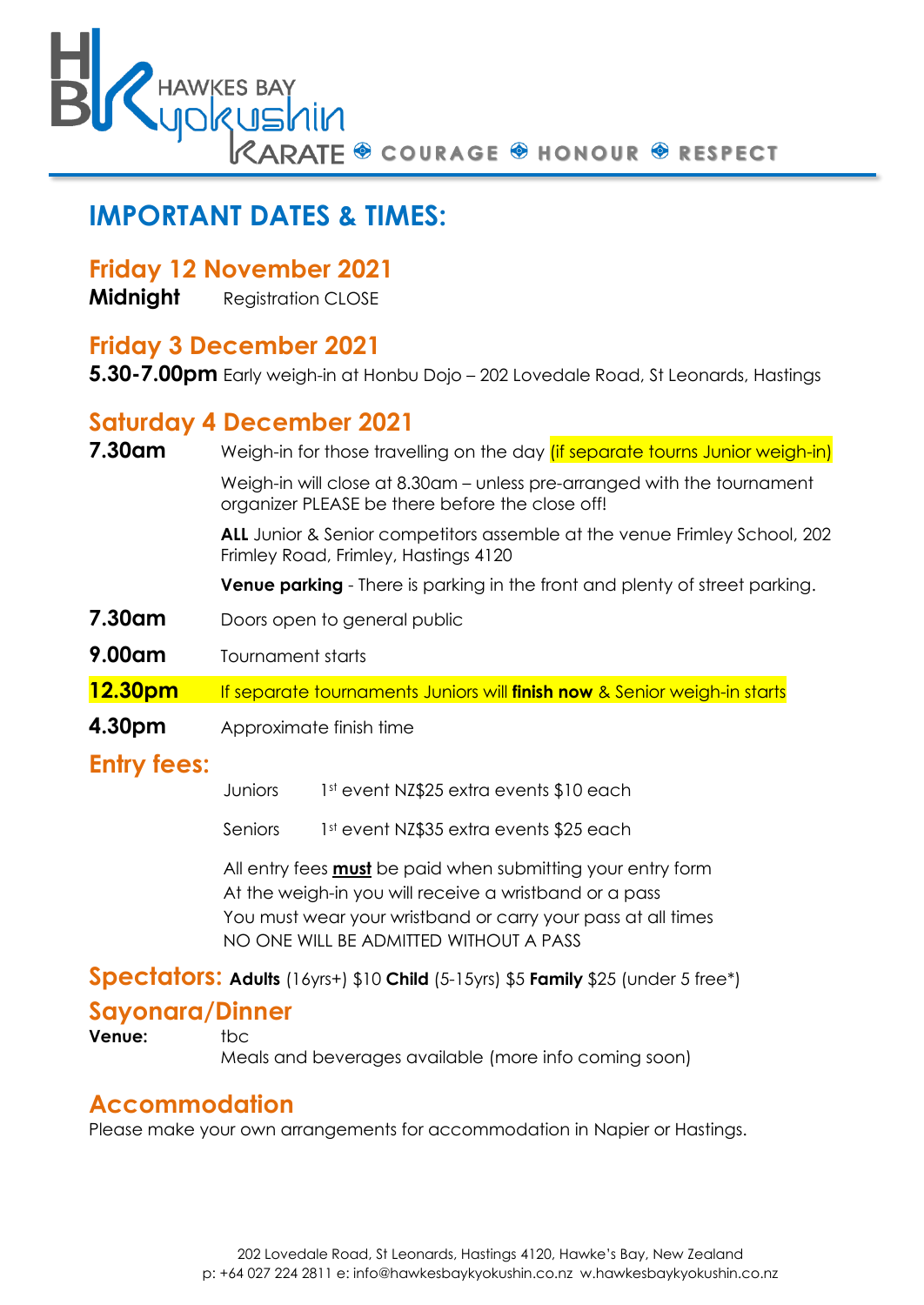HAWKES BAY Kyokushin KARATE ❖ COURAGE ❖ HONOUR ❖ RESPECT

# IMPORTANT DATES & TIMES:

## Friday 12 November 2021

**Midnight** Registration CLOSE

## Friday 3 December 2021

**5.30-7.00pm** Early weigh-in at Honbu Dojo – 202 Lovedale Road, St Leonards, Hastings

## Saturday 4 December 2021

**7.30am** Weigh-in for those travelling on the day (if separate tourns Junior weigh-in)

Weigh-in will close at 8.30am – unless pre-arranged with the tournament organizer PLEASE be there before the close off!

**ALL** Junior & Senior competitors assemble at the venue Frimley School, 202 Frimley Road, Frimley, Hastings 4120

**Venue parking** - There is parking in the front and plenty of street parking.

**7.30am** Doors open to general public

**9.00am** Tournament starts

**12.30pm** If separate tournaments Juniors will **finish now** & Senior weigh-in starts

**4.30pm** Approximate finish time

## Entry fees:

Juniors 1st event NZ$25 extra events $10 each

Seniors 1st event NZ$35 extra events $25 each

All entry fees **must** be paid when submitting your entry form
At the weigh-in you will receive a wristband or a pass
You must wear your wristband or carry your pass at all times
NO ONE WILL BE ADMITTED WITHOUT A PASS

## Spectators: **Adults** (16yrs+) $10 **Child** (5-15yrs) $5 **Family** $25 (under 5 free*)

## Sayonara/Dinner

**Venue:** tbc
Meals and beverages available (more info coming soon)

## Accommodation

Please make your own arrangements for accommodation in Napier or Hastings.

202 Lovedale Road, St Leonards, Hastings 4120, Hawke's Bay, New Zealand
p: +64 027 224 2811 e: info@hawkesbaykyokushin.co.nz w.hawkesbaykyokushin.co.nz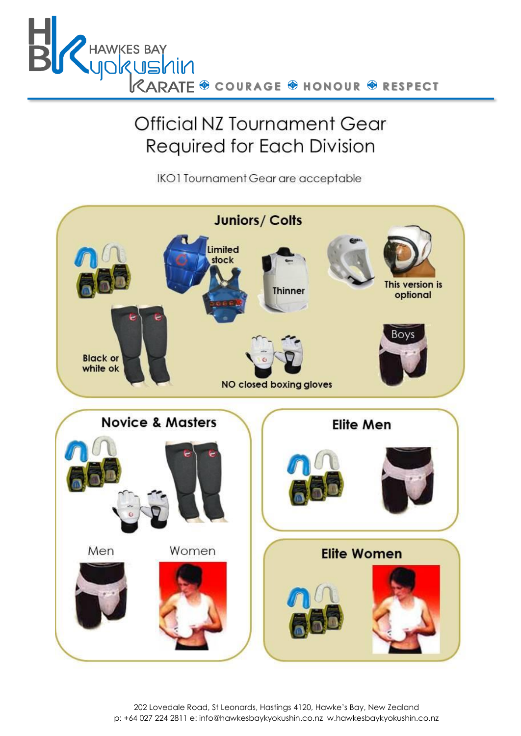HAWKES BAY Kyokushin KARATE · COURAGE · HONOUR · RESPECT

# Official NZ Tournament Gear Required for Each Division

IKO1 Tournament Gear are acceptable

## Juniors/ Colts

Limited stock

Thinner

This version is optional

Black or white ok

NO closed boxing gloves

Boys

## Novice & Masters

Men

Women

## Elite Men

## Elite Women

202 Lovedale Road, St Leonards, Hastings 4120, Hawke's Bay, New Zealand
p: +64 027 224 2811 e: info@hawkesbaykyokushin.co.nz w.hawkesbaykyokushin.co.nz